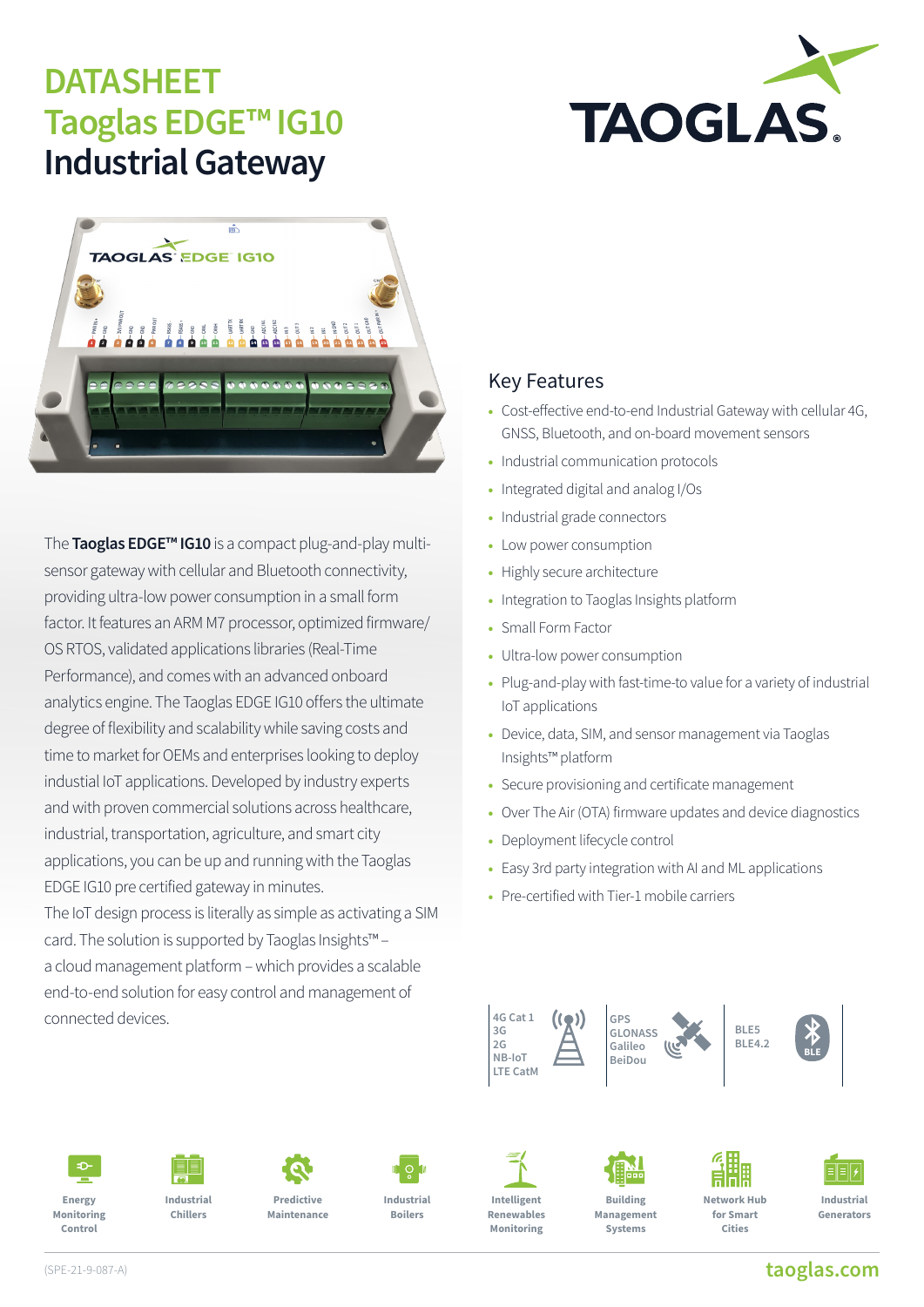// DATASHEET

# Taoglas EDGE™ IG10 Industrial Gateway

The **Taoglas EDGE™ IG10** is a compact plug-and-play multi-sensor gateway with cellular and Bluetooth connectivity, providing ultra-low power consumption in a small form factor. It features an ARM M7 processor, optimized firmware/OS RTOS, validated applications libraries (Real-Time Performance), and comes with an advanced onboard analytics engine. The Taoglas EDGE IG10 offers the ultimate degree of flexibility and scalability while saving costs and time to market for OEMs and enterprises looking to deploy industial IoT applications. Developed by industry experts and with proven commercial solutions across healthcare, industrial, transportation, agriculture, and smart city applications, you can be up and running with the Taoglas EDGE IG10 pre certified gateway in minutes.

The IoT design process is literally as simple as activating a SIM card. The solution is supported by Taoglas Insights™ – a cloud management platform – which provides a scalable end-to-end solution for easy control and management of connected devices.

## Key Features

- Cost-effective end-to-end Industrial Gateway with cellular 4G, GNSS, Bluetooth, and on-board movement sensors
- Industrial communication protocols
- Integrated digital and analog I/Os
- Industrial grade connectors
- Low power consumption
- Highly secure architecture
- Integration to Taoglas Insights platform
- Small Form Factor
- Ultra-low power consumption
- Plug-and-play with fast-time-to value for a variety of industrial IoT applications
- Device, data, SIM, and sensor management via Taoglas Insights™ platform
- Secure provisioning and certificate management
- Over The Air (OTA) firmware updates and device diagnostics
- Deployment lifecycle control
- Easy 3rd party integration with AI and ML applications
- Pre-certified with Tier-1 mobile carriers

4G Cat 1
3G
2G
NB-IoT
LTE CatM

GPS
GLONASS
Galileo
BeiDou

BLE5
BLE4.2

Energy Monitoring Control | Industrial Chillers | Predictive Maintenance | Industrial Boilers | Intelligent Renewables Monitoring | Building Management Systems | Network Hub for Smart Cities | Industrial Generators

(SPE-21-9-087-A)

taoglas.com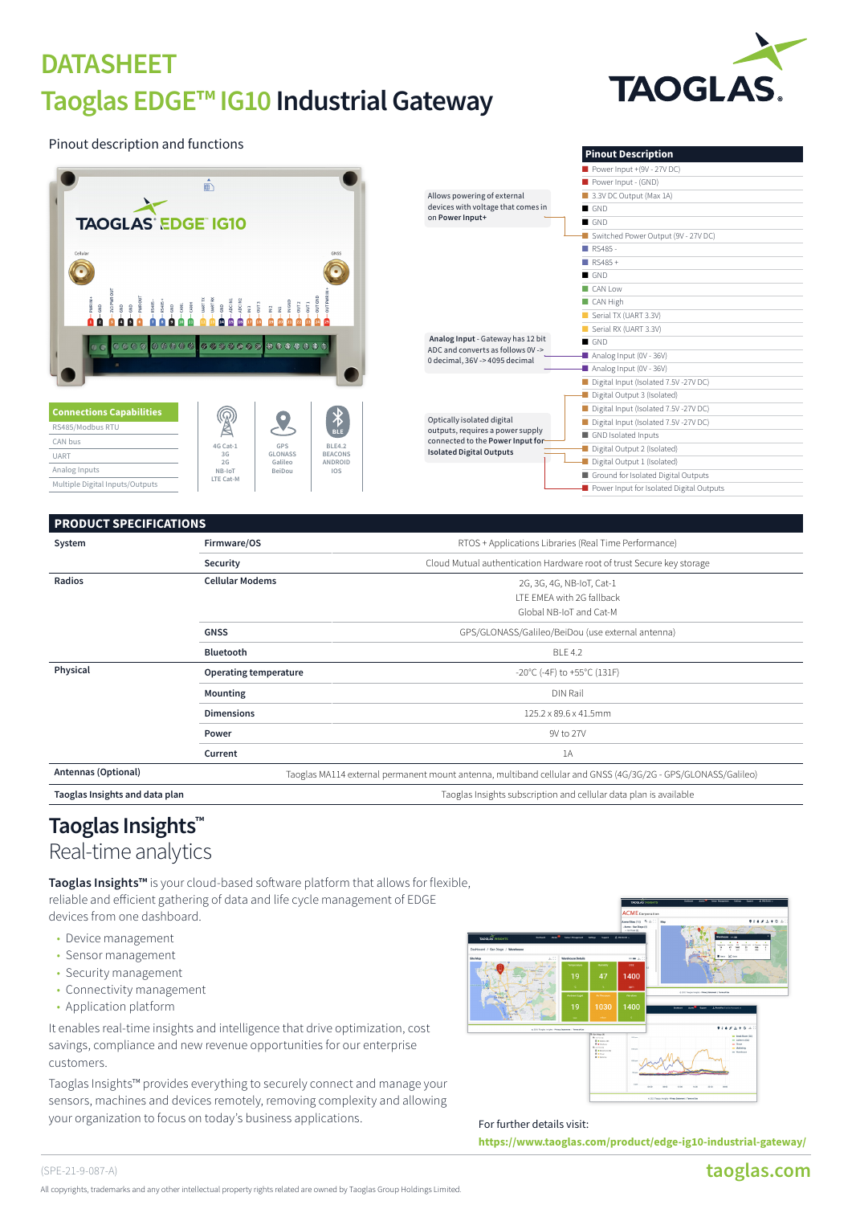# DATASHEET

# Taoglas EDGE™ IG10 Industrial Gateway

Pinout description and functions

| Pinout Description |
|---|
| Power Input +(9V - 27V DC) |
| Power Input - (GND) |
| 3.3V DC Output (Max 1A) |
| GND |
| GND |
| Switched Power Output (9V - 27V DC) |
| RS485 - |
| RS485 + |
| GND |
| CAN Low |
| CAN High |
| Serial TX (UART 3.3V) |
| Serial RX (UART 3.3V) |
| GND |
| Analog Input (0V - 36V) |
| Analog Input (0V - 36V) |
| Digital Input (Isolated 7.5V -27V DC) |
| Digital Output 3 (Isolated) |
| Digital Input (Isolated 7.5V -27V DC) |
| Digital Input (Isolated 7.5V -27V DC) |
| GND Isolated Inputs |
| Digital Output 2 (Isolated) |
| Digital Output 1 (Isolated) |
| Ground for Isolated Digital Outputs |
| Power Input for Isolated Digital Outputs |

Allows powering of external devices with voltage that comes in on **Power Input+**

**Analog Input** - Gateway has 12 bit ADC and converts as follows 0V -> 0 decimal, 36V -> 4095 decimal

Optically isolated digital outputs, requires a power supply connected to the **Power Input for Isolated Digital Outputs**

| Connections Capabilities |
|---|
| RS485/Modbus RTU |
| CAN bus |
| UART |
| Analog Inputs |
| Multiple Digital Inputs/Outputs |

4G Cat-1
3G
2G
NB-IoT
LTE Cat-M

GPS
GLONASS
Galileo
BeiDou

BLE4.2
BEACONS
ANDROID
IOS

## PRODUCT SPECIFICATIONS

| | | |
|---|---|---|
| **System** | **Firmware/OS** | RTOS + Applications Libraries (Real Time Performance) |
| | **Security** | Cloud Mutual authentication Hardware root of trust Secure key storage |
| **Radios** | **Cellular Modems** | 2G, 3G, 4G, NB-IoT, Cat-1<br>LTE EMEA with 2G fallback<br>Global NB-IoT and Cat-M |
| | **GNSS** | GPS/GLONASS/Galileo/BeiDou (use external antenna) |
| | **Bluetooth** | BLE 4.2 |
| **Physical** | **Operating temperature** | -20°C (-4F) to +55°C (131F) |
| | **Mounting** | DIN Rail |
| | **Dimensions** | 125.2 x 89.6 x 41.5mm |
| | **Power** | 9V to 27V |
| | **Current** | 1A |
| **Antennas (Optional)** | | Taoglas MA114 external permanent mount antenna, multiband cellular and GNSS (4G/3G/2G - GPS/GLONASS/Galileo) |
| **Taoglas Insights and data plan** | | Taoglas Insights subscription and cellular data plan is available |

## Taoglas Insights™

Real-time analytics

**Taoglas Insights™** is your cloud-based software platform that allows for flexible, reliable and efficient gathering of data and life cycle management of EDGE devices from one dashboard.

- Device management
- Sensor management
- Security management
- Connectivity management
- Application platform

It enables real-time insights and intelligence that drive optimization, cost savings, compliance and new revenue opportunities for our enterprise customers.

Taoglas Insights™ provides everything to securely connect and manage your sensors, machines and devices remotely, removing complexity and allowing your organization to focus on today's business applications.

For further details visit:
**https://www.taoglas.com/product/edge-ig10-industrial-gateway/**

(SPE-21-9-087-A)

taoglas.com

All copyrights, trademarks and any other intellectual property rights related are owned by Taoglas Group Holdings Limited.